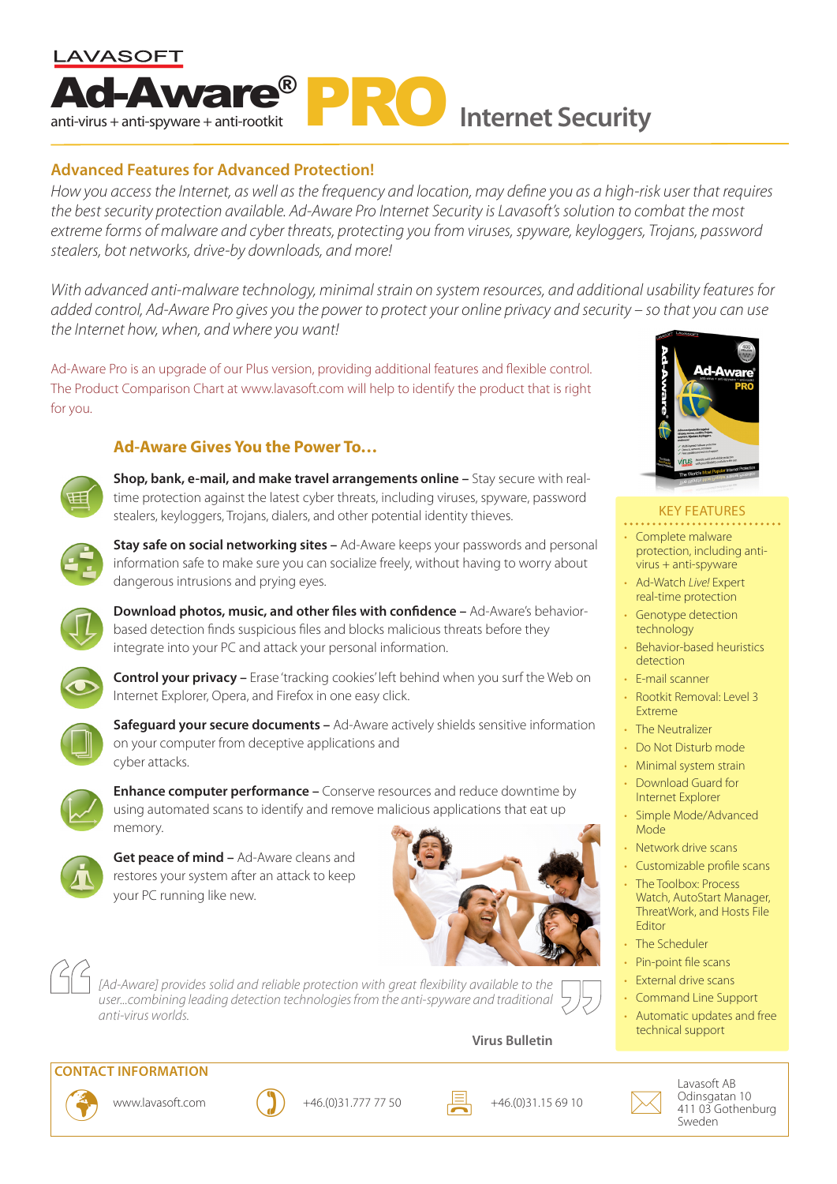LAVASOFT

# Ad-Aware® PRO Internet Security

anti-virus + anti-spyware + anti-rootkit

## Advanced Features for Advanced Protection!

*How you access the Internet, as well as the frequency and location, may define you as a high-risk user that requires the best security protection available. Ad-Aware Pro Internet Security is Lavasoft's solution to combat the most extreme forms of malware and cyber threats, protecting you from viruses, spyware, keyloggers, Trojans, password stealers, bot networks, drive-by downloads, and more!*

*With advanced anti-malware technology, minimal strain on system resources, and additional usability features for added control, Ad-Aware Pro gives you the power to protect your online privacy and security – so that you can use the Internet how, when, and where you want!*

Ad-Aware Pro is an upgrade of our Plus version, providing additional features and flexible control. The Product Comparison Chart at www.lavasoft.com will help to identify the product that is right for you.

### Ad-Aware Gives You the Power To…

**Shop, bank, e-mail, and make travel arrangements online –** Stay secure with real-time protection against the latest cyber threats, including viruses, spyware, password stealers, keyloggers, Trojans, dialers, and other potential identity thieves.

**Stay safe on social networking sites –** Ad-Aware keeps your passwords and personal information safe to make sure you can socialize freely, without having to worry about dangerous intrusions and prying eyes.

**Download photos, music, and other files with confidence –** Ad-Aware's behavior-based detection finds suspicious files and blocks malicious threats before they integrate into your PC and attack your personal information.

**Control your privacy –** Erase 'tracking cookies' left behind when you surf the Web on Internet Explorer, Opera, and Firefox in one easy click.

**Safeguard your secure documents –** Ad-Aware actively shields sensitive information on your computer from deceptive applications and cyber attacks.

**Enhance computer performance –** Conserve resources and reduce downtime by using automated scans to identify and remove malicious applications that eat up memory.

**Get peace of mind –** Ad-Aware cleans and restores your system after an attack to keep your PC running like new.

> *[Ad-Aware] provides solid and reliable protection with great flexibility available to the user...combining leading detection technologies from the anti-spyware and traditional anti-virus worlds.*
>
> **Virus Bulletin**

### KEY FEATURES

- Complete malware protection, including anti-virus + anti-spyware
- Ad-Watch *Live!* Expert real-time protection
- Genotype detection technology
- Behavior-based heuristics detection
- E-mail scanner
- Rootkit Removal: Level 3 Extreme
- The Neutralizer
- Do Not Disturb mode
- Minimal system strain
- Download Guard for Internet Explorer
- Simple Mode/Advanced Mode
- Network drive scans
- Customizable profile scans
- The Toolbox: Process Watch, AutoStart Manager, ThreatWork, and Hosts File Editor
- The Scheduler
- Pin-point file scans
- External drive scans
- Command Line Support
- Automatic updates and free technical support

### CONTACT INFORMATION

www.lavasoft.com

+46.(0)31.777 77 50

+46.(0)31.15 69 10

Lavasoft AB
Odinsgatan 10
411 03 Gothenburg
Sweden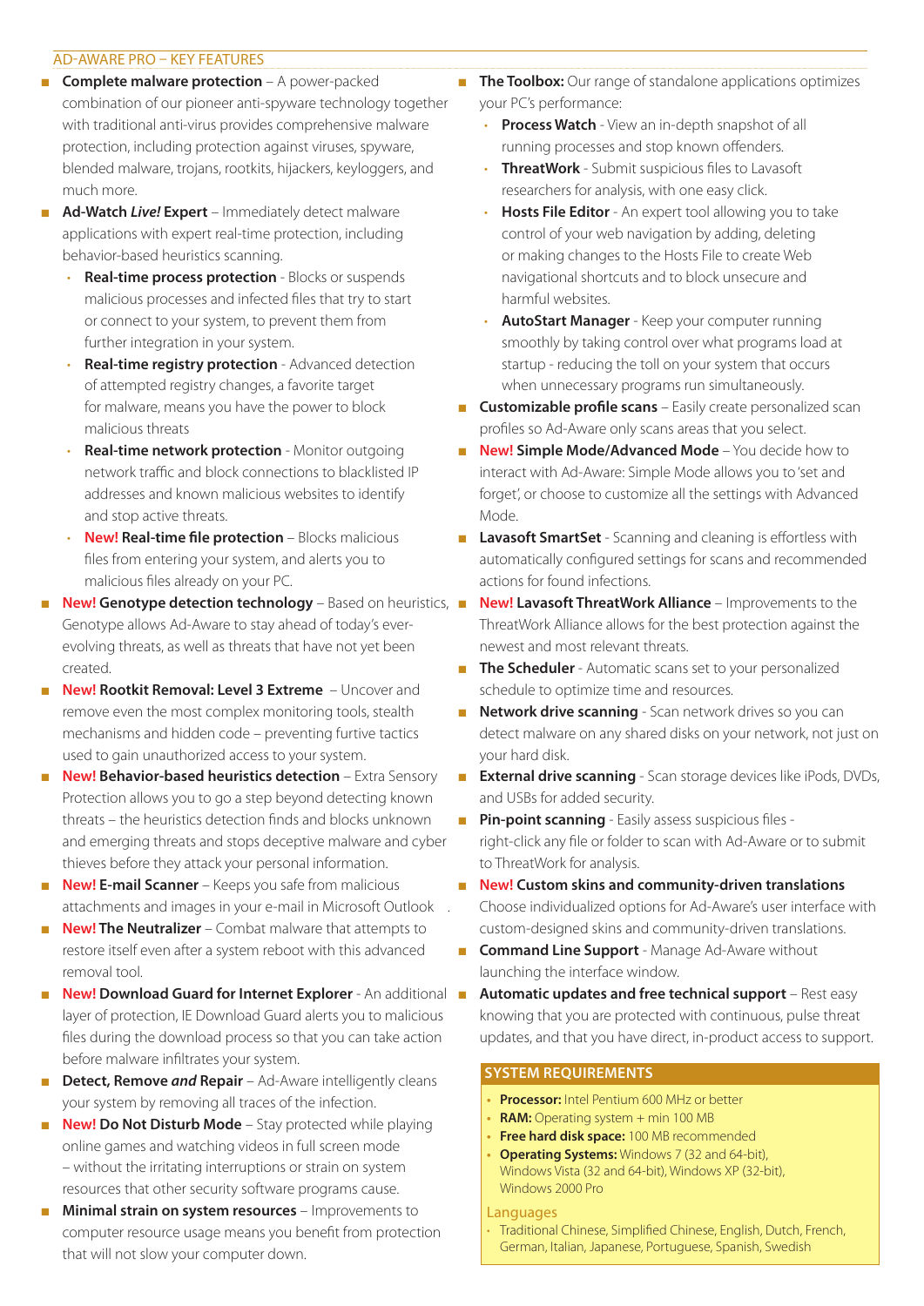## AD-AWARE PRO – KEY FEATURES

- **Complete malware protection** – A power-packed combination of our pioneer anti-spyware technology together with traditional anti-virus provides comprehensive malware protection, including protection against viruses, spyware, blended malware, trojans, rootkits, hijackers, keyloggers, and much more.
- **Ad-Watch *Live!* Expert** – Immediately detect malware applications with expert real-time protection, including behavior-based heuristics scanning.
  - **Real-time process protection** - Blocks or suspends malicious processes and infected files that try to start or connect to your system, to prevent them from further integration in your system.
  - **Real-time registry protection** - Advanced detection of attempted registry changes, a favorite target for malware, means you have the power to block malicious threats
  - **Real-time network protection** - Monitor outgoing network traffic and block connections to blacklisted IP addresses and known malicious websites to identify and stop active threats.
  - **New! Real-time file protection** – Blocks malicious files from entering your system, and alerts you to malicious files already on your PC.
- **New! Genotype detection technology** – Based on heuristics, Genotype allows Ad-Aware to stay ahead of today's ever-evolving threats, as well as threats that have not yet been created.
- **New! Rootkit Removal: Level 3 Extreme** – Uncover and remove even the most complex monitoring tools, stealth mechanisms and hidden code – preventing furtive tactics used to gain unauthorized access to your system.
- **New! Behavior-based heuristics detection** – Extra Sensory Protection allows you to go a step beyond detecting known threats – the heuristics detection finds and blocks unknown and emerging threats and stops deceptive malware and cyber thieves before they attack your personal information.
- **New! E-mail Scanner** – Keeps you safe from malicious attachments and images in your e-mail in Microsoft Outlook.
- **New! The Neutralizer** – Combat malware that attempts to restore itself even after a system reboot with this advanced removal tool.
- **New! Download Guard for Internet Explorer** - An additional layer of protection, IE Download Guard alerts you to malicious files during the download process so that you can take action before malware infiltrates your system.
- **Detect, Remove *and* Repair** – Ad-Aware intelligently cleans your system by removing all traces of the infection.
- **New! Do Not Disturb Mode** – Stay protected while playing online games and watching videos in full screen mode – without the irritating interruptions or strain on system resources that other security software programs cause.
- **Minimal strain on system resources** – Improvements to computer resource usage means you benefit from protection that will not slow your computer down.
- **The Toolbox:** Our range of standalone applications optimizes your PC's performance:
  - **Process Watch** - View an in-depth snapshot of all running processes and stop known offenders.
  - **ThreatWork** - Submit suspicious files to Lavasoft researchers for analysis, with one easy click.
  - **Hosts File Editor** - An expert tool allowing you to take control of your web navigation by adding, deleting or making changes to the Hosts File to create Web navigational shortcuts and to block unsecure and harmful websites.
  - **AutoStart Manager** - Keep your computer running smoothly by taking control over what programs load at startup - reducing the toll on your system that occurs when unnecessary programs run simultaneously.
- **Customizable profile scans** – Easily create personalized scan profiles so Ad-Aware only scans areas that you select.
- **New! Simple Mode/Advanced Mode** – You decide how to interact with Ad-Aware: Simple Mode allows you to 'set and forget', or choose to customize all the settings with Advanced Mode.
- **Lavasoft SmartSet** - Scanning and cleaning is effortless with automatically configured settings for scans and recommended actions for found infections.
- **New! Lavasoft ThreatWork Alliance** – Improvements to the ThreatWork Alliance allows for the best protection against the newest and most relevant threats.
- **The Scheduler** - Automatic scans set to your personalized schedule to optimize time and resources.
- **Network drive scanning** - Scan network drives so you can detect malware on any shared disks on your network, not just on your hard disk.
- **External drive scanning** - Scan storage devices like iPods, DVDs, and USBs for added security.
- **Pin-point scanning** - Easily assess suspicious files - right-click any file or folder to scan with Ad-Aware or to submit to ThreatWork for analysis.
- **New! Custom skins and community-driven translations** Choose individualized options for Ad-Aware's user interface with custom-designed skins and community-driven translations.
- **Command Line Support** - Manage Ad-Aware without launching the interface window.
- **Automatic updates and free technical support** – Rest easy knowing that you are protected with continuous, pulse threat updates, and that you have direct, in-product access to support.

## SYSTEM REQUIREMENTS

- **Processor:** Intel Pentium 600 MHz or better
- **RAM:** Operating system + min 100 MB
- **Free hard disk space:** 100 MB recommended
- **Operating Systems:** Windows 7 (32 and 64-bit), Windows Vista (32 and 64-bit), Windows XP (32-bit), Windows 2000 Pro

### Languages

- Traditional Chinese, Simplified Chinese, English, Dutch, French, German, Italian, Japanese, Portuguese, Spanish, Swedish